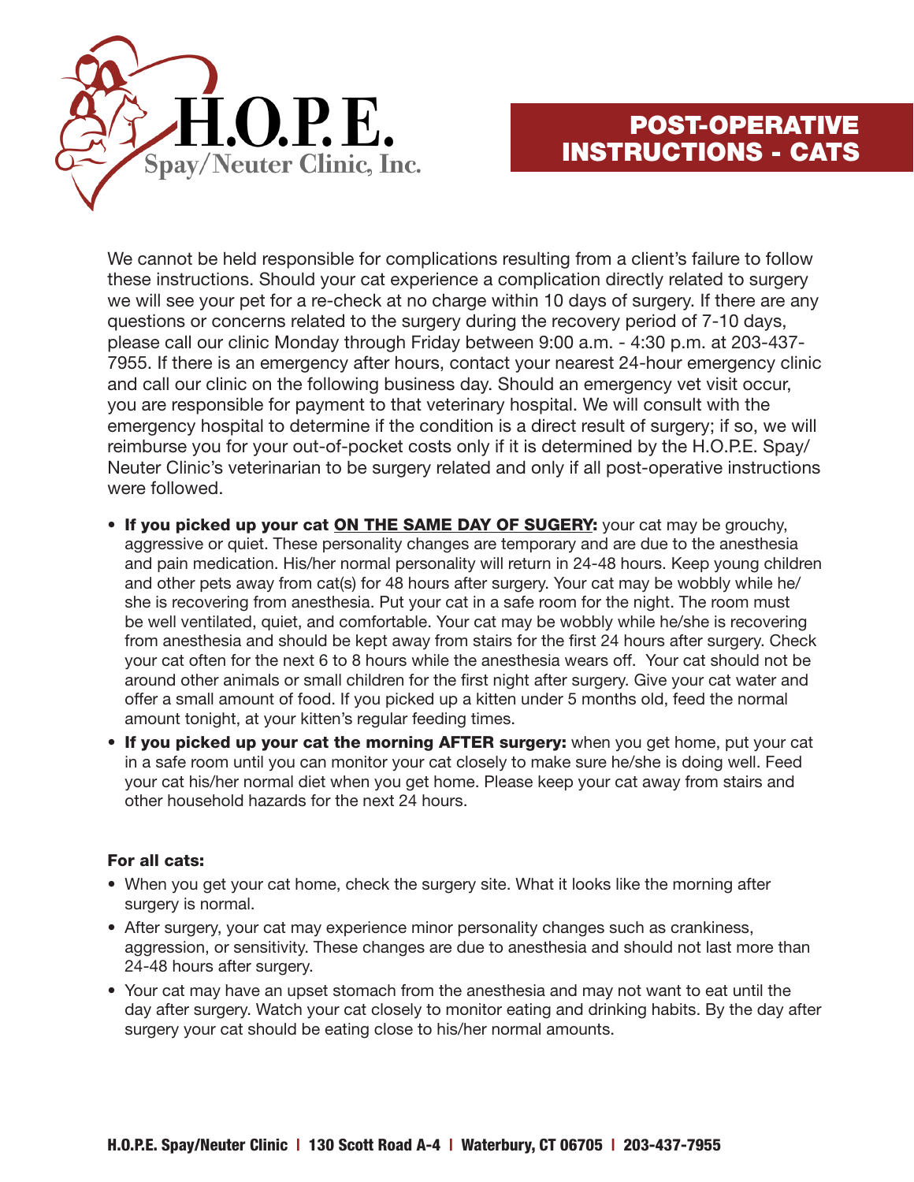H.O.P.E.

Spay/Neuter Clinic, Inc.

# POST-OPERATIVE INSTRUCTIONS - CATS

We cannot be held responsible for complications resulting from a client's failure to follow these instructions. Should your cat experience a complication directly related to surgery we will see your pet for a re-check at no charge within 10 days of surgery. If there are any questions or concerns related to the surgery during the recovery period of 7-10 days, please call our clinic Monday through Friday between 9:00 a.m. - 4:30 p.m. at 203-437-7955. If there is an emergency after hours, contact your nearest 24-hour emergency clinic and call our clinic on the following business day. Should an emergency vet visit occur, you are responsible for payment to that veterinary hospital. We will consult with the emergency hospital to determine if the condition is a direct result of surgery; if so, we will reimburse you for your out-of-pocket costs only if it is determined by the H.O.P.E. Spay/Neuter Clinic's veterinarian to be surgery related and only if all post-operative instructions were followed.

- **If you picked up your cat <u>ON THE SAME DAY OF SUGERY</u>:** your cat may be grouchy, aggressive or quiet. These personality changes are temporary and are due to the anesthesia and pain medication. His/her normal personality will return in 24-48 hours. Keep young children and other pets away from cat(s) for 48 hours after surgery. Your cat may be wobbly while he/she is recovering from anesthesia. Put your cat in a safe room for the night. The room must be well ventilated, quiet, and comfortable. Your cat may be wobbly while he/she is recovering from anesthesia and should be kept away from stairs for the first 24 hours after surgery. Check your cat often for the next 6 to 8 hours while the anesthesia wears off. Your cat should not be around other animals or small children for the first night after surgery. Give your cat water and offer a small amount of food. If you picked up a kitten under 5 months old, feed the normal amount tonight, at your kitten's regular feeding times.
- **If you picked up your cat the morning AFTER surgery:** when you get home, put your cat in a safe room until you can monitor your cat closely to make sure he/she is doing well. Feed your cat his/her normal diet when you get home. Please keep your cat away from stairs and other household hazards for the next 24 hours.

**For all cats:**

- When you get your cat home, check the surgery site. What it looks like the morning after surgery is normal.
- After surgery, your cat may experience minor personality changes such as crankiness, aggression, or sensitivity. These changes are due to anesthesia and should not last more than 24-48 hours after surgery.
- Your cat may have an upset stomach from the anesthesia and may not want to eat until the day after surgery. Watch your cat closely to monitor eating and drinking habits. By the day after surgery your cat should be eating close to his/her normal amounts.

**H.O.P.E. Spay/Neuter Clinic | 130 Scott Road A-4 | Waterbury, CT 06705 | 203-437-7955**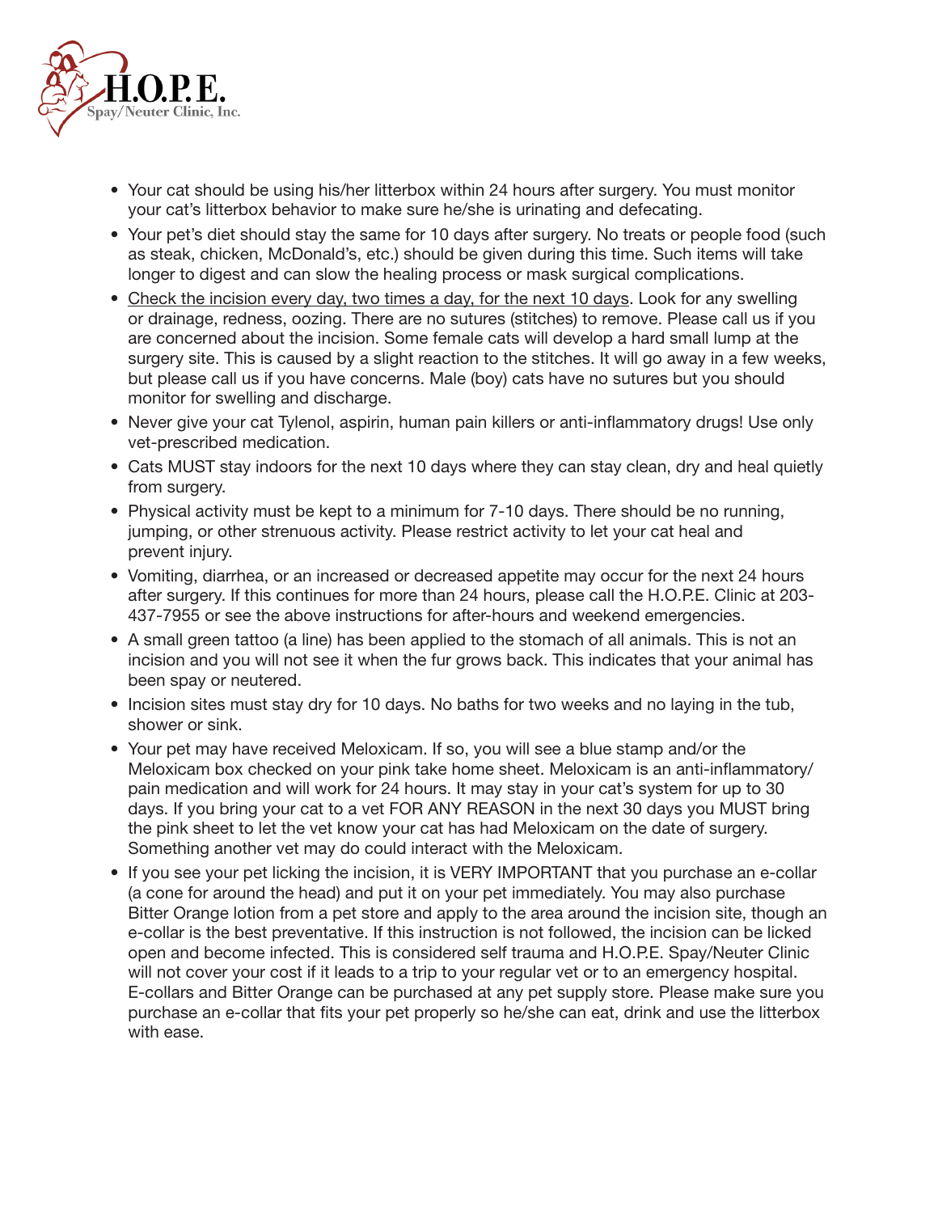H.O.P.E.
Spay/Neuter Clinic, Inc.

- Your cat should be using his/her litterbox within 24 hours after surgery. You must monitor your cat's litterbox behavior to make sure he/she is urinating and defecating.
- Your pet's diet should stay the same for 10 days after surgery. No treats or people food (such as steak, chicken, McDonald's, etc.) should be given during this time. Such items will take longer to digest and can slow the healing process or mask surgical complications.
- <u>Check the incision every day, two times a day, for the next 10 days</u>. Look for any swelling or drainage, redness, oozing. There are no sutures (stitches) to remove. Please call us if you are concerned about the incision. Some female cats will develop a hard small lump at the surgery site. This is caused by a slight reaction to the stitches. It will go away in a few weeks, but please call us if you have concerns. Male (boy) cats have no sutures but you should monitor for swelling and discharge.
- Never give your cat Tylenol, aspirin, human pain killers or anti-inflammatory drugs! Use only vet-prescribed medication.
- Cats MUST stay indoors for the next 10 days where they can stay clean, dry and heal quietly from surgery.
- Physical activity must be kept to a minimum for 7-10 days. There should be no running, jumping, or other strenuous activity. Please restrict activity to let your cat heal and prevent injury.
- Vomiting, diarrhea, or an increased or decreased appetite may occur for the next 24 hours after surgery. If this continues for more than 24 hours, please call the H.O.P.E. Clinic at 203-437-7955 or see the above instructions for after-hours and weekend emergencies.
- A small green tattoo (a line) has been applied to the stomach of all animals. This is not an incision and you will not see it when the fur grows back. This indicates that your animal has been spay or neutered.
- Incision sites must stay dry for 10 days. No baths for two weeks and no laying in the tub, shower or sink.
- Your pet may have received Meloxicam. If so, you will see a blue stamp and/or the Meloxicam box checked on your pink take home sheet. Meloxicam is an anti-inflammatory/pain medication and will work for 24 hours. It may stay in your cat's system for up to 30 days. If you bring your cat to a vet FOR ANY REASON in the next 30 days you MUST bring the pink sheet to let the vet know your cat has had Meloxicam on the date of surgery. Something another vet may do could interact with the Meloxicam.
- If you see your pet licking the incision, it is VERY IMPORTANT that you purchase an e-collar (a cone for around the head) and put it on your pet immediately. You may also purchase Bitter Orange lotion from a pet store and apply to the area around the incision site, though an e-collar is the best preventative. If this instruction is not followed, the incision can be licked open and become infected. This is considered self trauma and H.O.P.E. Spay/Neuter Clinic will not cover your cost if it leads to a trip to your regular vet or to an emergency hospital. E-collars and Bitter Orange can be purchased at any pet supply store. Please make sure you purchase an e-collar that fits your pet properly so he/she can eat, drink and use the litterbox with ease.